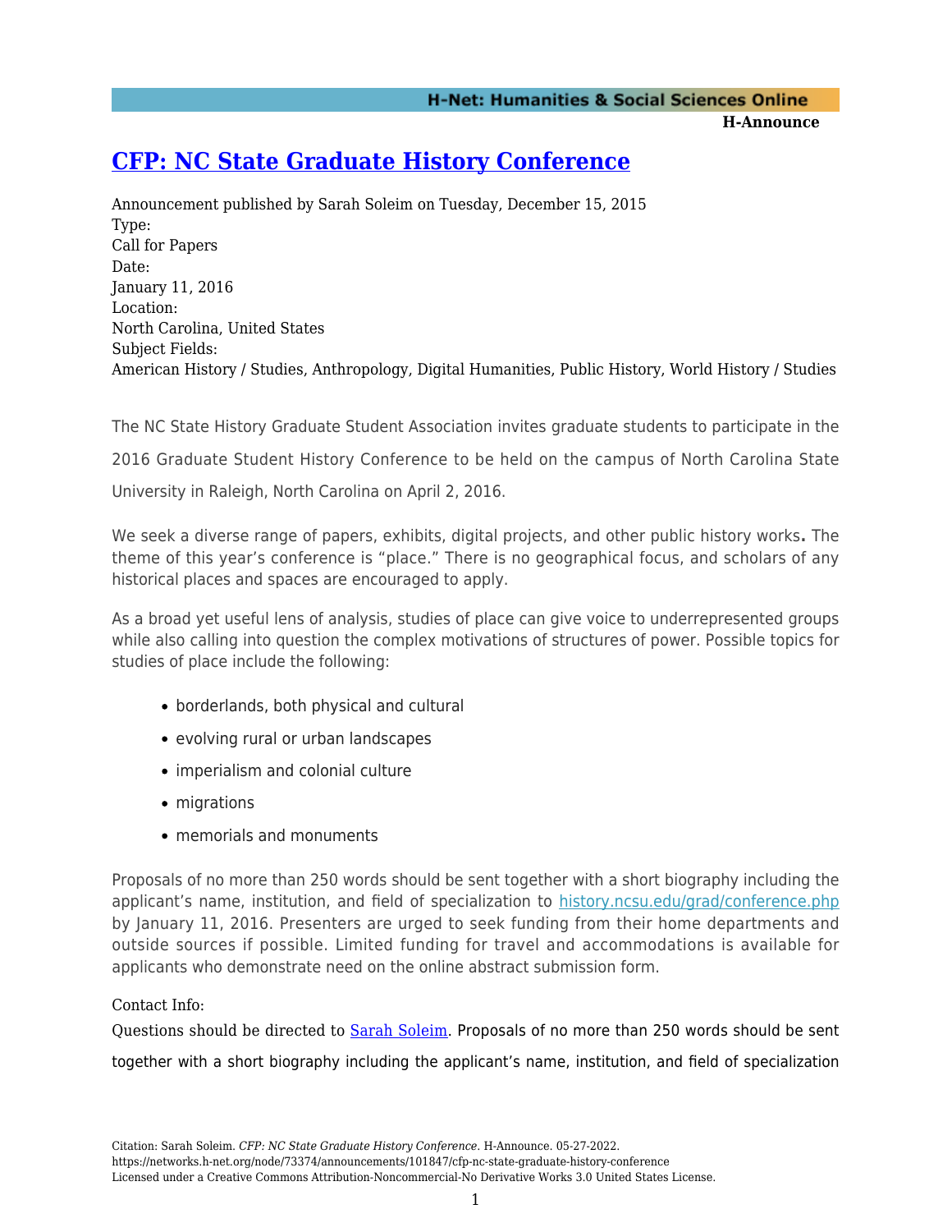# [CFP: NC State Graduate History Conference](#)

Announcement published by Sarah Soleim on Tuesday, December 15, 2015

Type:
Call for Papers

Date:
January 11, 2016

Location:
North Carolina, United States

Subject Fields:
American History / Studies, Anthropology, Digital Humanities, Public History, World History / Studies

The NC State History Graduate Student Association invites graduate students to participate in the 2016 Graduate Student History Conference to be held on the campus of North Carolina State University in Raleigh, North Carolina on April 2, 2016.

We seek a diverse range of papers, exhibits, digital projects, and other public history works**.** The theme of this year's conference is "place." There is no geographical focus, and scholars of any historical places and spaces are encouraged to apply.

As a broad yet useful lens of analysis, studies of place can give voice to underrepresented groups while also calling into question the complex motivations of structures of power. Possible topics for studies of place include the following:

- borderlands, both physical and cultural
- evolving rural or urban landscapes
- imperialism and colonial culture
- migrations
- memorials and monuments

Proposals of no more than 250 words should be sent together with a short biography including the applicant's name, institution, and field of specialization to [history.ncsu.edu/grad/conference.php](history.ncsu.edu/grad/conference.php) by January 11, 2016. Presenters are urged to seek funding from their home departments and outside sources if possible. Limited funding for travel and accommodations is available for applicants who demonstrate need on the online abstract submission form.

Contact Info:

Questions should be directed to [Sarah Soleim](#). Proposals of no more than 250 words should be sent together with a short biography including the applicant's name, institution, and field of specialization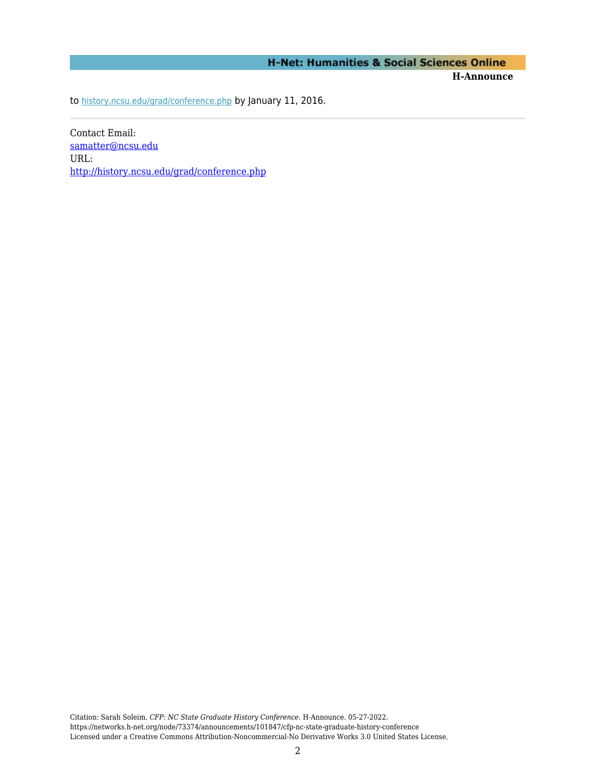to history.ncsu.edu/grad/conference.php by January 11, 2016.

---

Contact Email:
samatter@ncsu.edu
URL:
http://history.ncsu.edu/grad/conference.php

Citation: Sarah Soleim. *CFP: NC State Graduate History Conference*. H-Announce. 05-27-2022.
https://networks.h-net.org/node/73374/announcements/101847/cfp-nc-state-graduate-history-conference
Licensed under a Creative Commons Attribution-Noncommercial-No Derivative Works 3.0 United States License.